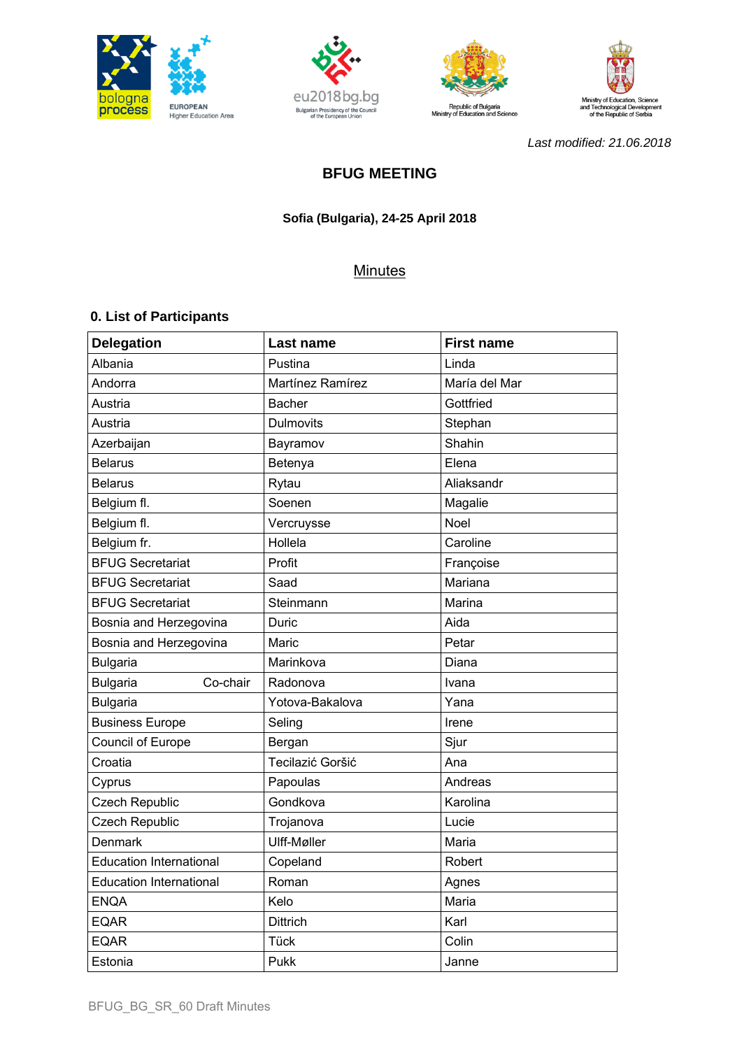*Last modified: 21.06.2018*

# BFUG MEETING

**Sofia (Bulgaria), 24-25 April 2018**

## Minutes

### 0. List of Participants

| Delegation | Last name | First name |
|---|---|---|
| Albania | Pustina | Linda |
| Andorra | Martínez Ramírez | María del Mar |
| Austria | Bacher | Gottfried |
| Austria | Dulmovits | Stephan |
| Azerbaijan | Bayramov | Shahin |
| Belarus | Betenya | Elena |
| Belarus | Rytau | Aliaksandr |
| Belgium fl. | Soenen | Magalie |
| Belgium fl. | Vercruysse | Noel |
| Belgium fr. | Hollela | Caroline |
| BFUG Secretariat | Profit | Françoise |
| BFUG Secretariat | Saad | Mariana |
| BFUG Secretariat | Steinmann | Marina |
| Bosnia and Herzegovina | Duric | Aida |
| Bosnia and Herzegovina | Maric | Petar |
| Bulgaria | Marinkova | Diana |
| Bulgaria Co-chair | Radonova | Ivana |
| Bulgaria | Yotova-Bakalova | Yana |
| Business Europe | Seling | Irene |
| Council of Europe | Bergan | Sjur |
| Croatia | Tecilazić Goršić | Ana |
| Cyprus | Papoulas | Andreas |
| Czech Republic | Gondkova | Karolina |
| Czech Republic | Trojanova | Lucie |
| Denmark | Ulff-Møller | Maria |
| Education International | Copeland | Robert |
| Education International | Roman | Agnes |
| ENQA | Kelo | Maria |
| EQAR | Dittrich | Karl |
| EQAR | Tück | Colin |
| Estonia | Pukk | Janne |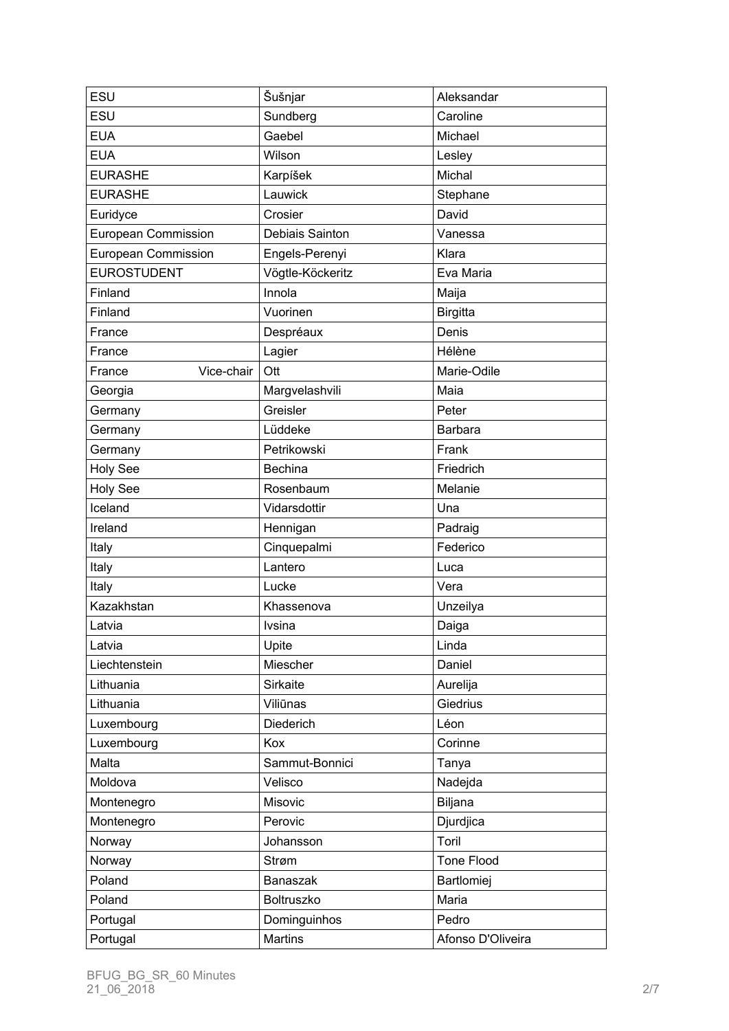| ESU | Šušnjar | Aleksandar |
|---|---|---|
| ESU | Sundberg | Caroline |
| EUA | Gaebel | Michael |
| EUA | Wilson | Lesley |
| EURASHE | Karpíšek | Michal |
| EURASHE | Lauwick | Stephane |
| Euridyce | Crosier | David |
| European Commission | Debiais Sainton | Vanessa |
| European Commission | Engels-Perenyi | Klara |
| EUROSTUDENT | Vögtle-Köckeritz | Eva Maria |
| Finland | Innola | Maija |
| Finland | Vuorinen | Birgitta |
| France | Despréaux | Denis |
| France | Lagier | Hélène |
| France Vice-chair | Ott | Marie-Odile |
| Georgia | Margvelashvili | Maia |
| Germany | Greisler | Peter |
| Germany | Lüddeke | Barbara |
| Germany | Petrikowski | Frank |
| Holy See | Bechina | Friedrich |
| Holy See | Rosenbaum | Melanie |
| Iceland | Vidarsdottir | Una |
| Ireland | Hennigan | Padraig |
| Italy | Cinquepalmi | Federico |
| Italy | Lantero | Luca |
| Italy | Lucke | Vera |
| Kazakhstan | Khassenova | Unzeilya |
| Latvia | Ivsina | Daiga |
| Latvia | Upite | Linda |
| Liechtenstein | Miescher | Daniel |
| Lithuania | Sirkaite | Aurelija |
| Lithuania | Viliūnas | Giedrius |
| Luxembourg | Diederich | Léon |
| Luxembourg | Kox | Corinne |
| Malta | Sammut-Bonnici | Tanya |
| Moldova | Velisco | Nadejda |
| Montenegro | Misovic | Biljana |
| Montenegro | Perovic | Djurdjica |
| Norway | Johansson | Toril |
| Norway | Strøm | Tone Flood |
| Poland | Banaszak | Bartlomiej |
| Poland | Boltruszko | Maria |
| Portugal | Dominguinhos | Pedro |
| Portugal | Martins | Afonso D'Oliveira |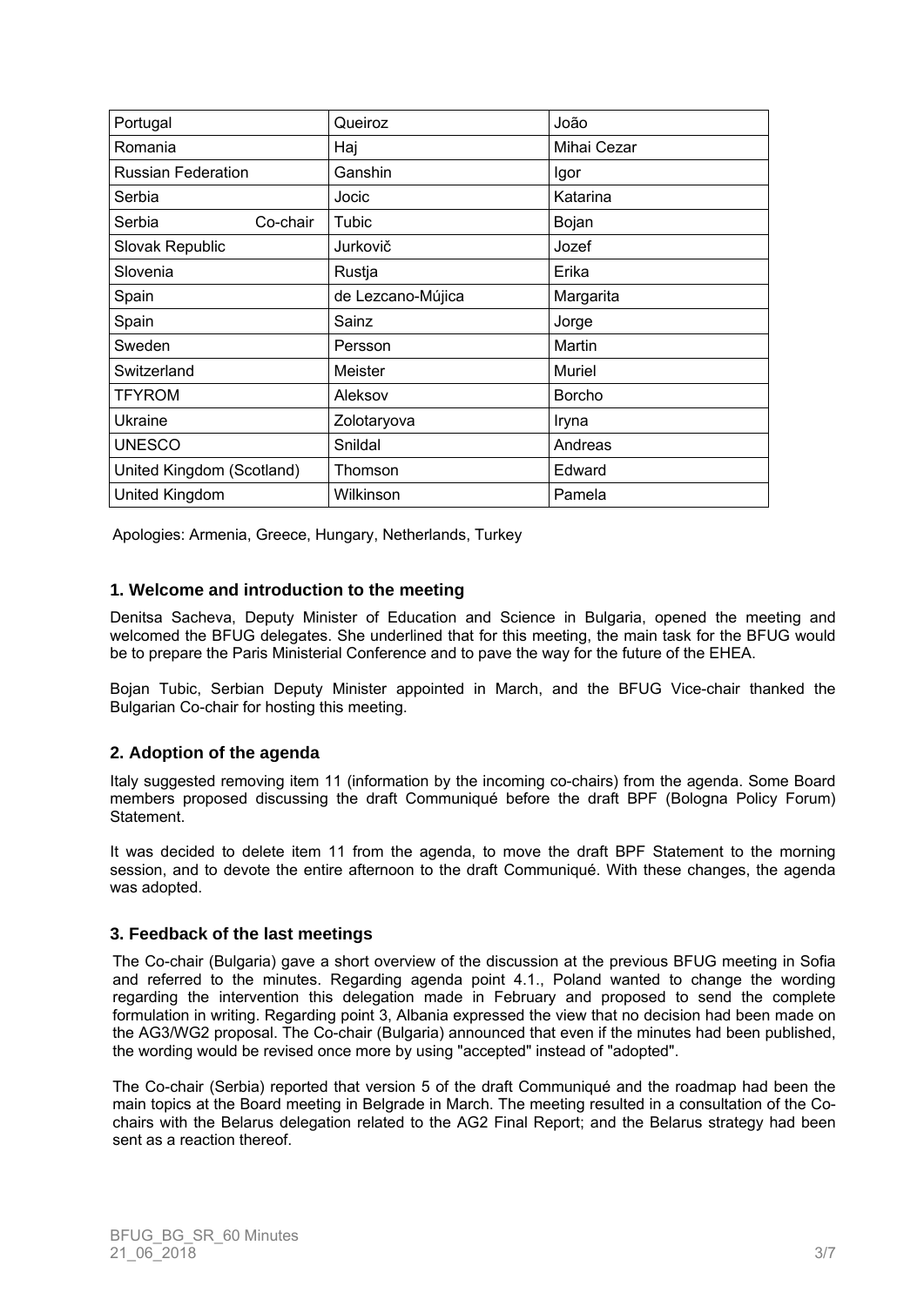| Portugal | Queiroz | João |
|---|---|---|
| Romania | Haj | Mihai Cezar |
| Russian Federation | Ganshin | Igor |
| Serbia | Jocic | Katarina |
| Serbia Co-chair | Tubic | Bojan |
| Slovak Republic | Jurkovič | Jozef |
| Slovenia | Rustja | Erika |
| Spain | de Lezcano-Mújica | Margarita |
| Spain | Sainz | Jorge |
| Sweden | Persson | Martin |
| Switzerland | Meister | Muriel |
| TFYROM | Aleksov | Borcho |
| Ukraine | Zolotaryova | Iryna |
| UNESCO | Snildal | Andreas |
| United Kingdom (Scotland) | Thomson | Edward |
| United Kingdom | Wilkinson | Pamela |

Apologies: Armenia, Greece, Hungary, Netherlands, Turkey

## 1. Welcome and introduction to the meeting

Denitsa Sacheva, Deputy Minister of Education and Science in Bulgaria, opened the meeting and welcomed the BFUG delegates. She underlined that for this meeting, the main task for the BFUG would be to prepare the Paris Ministerial Conference and to pave the way for the future of the EHEA.

Bojan Tubic, Serbian Deputy Minister appointed in March, and the BFUG Vice-chair thanked the Bulgarian Co-chair for hosting this meeting.

## 2. Adoption of the agenda

Italy suggested removing item 11 (information by the incoming co-chairs) from the agenda. Some Board members proposed discussing the draft Communiqué before the draft BPF (Bologna Policy Forum) Statement.

It was decided to delete item 11 from the agenda, to move the draft BPF Statement to the morning session, and to devote the entire afternoon to the draft Communiqué. With these changes, the agenda was adopted.

## 3. Feedback of the last meetings

The Co-chair (Bulgaria) gave a short overview of the discussion at the previous BFUG meeting in Sofia and referred to the minutes. Regarding agenda point 4.1., Poland wanted to change the wording regarding the intervention this delegation made in February and proposed to send the complete formulation in writing. Regarding point 3, Albania expressed the view that no decision had been made on the AG3/WG2 proposal. The Co-chair (Bulgaria) announced that even if the minutes had been published, the wording would be revised once more by using "accepted" instead of "adopted".

The Co-chair (Serbia) reported that version 5 of the draft Communiqué and the roadmap had been the main topics at the Board meeting in Belgrade in March. The meeting resulted in a consultation of the Co-chairs with the Belarus delegation related to the AG2 Final Report; and the Belarus strategy had been sent as a reaction thereof.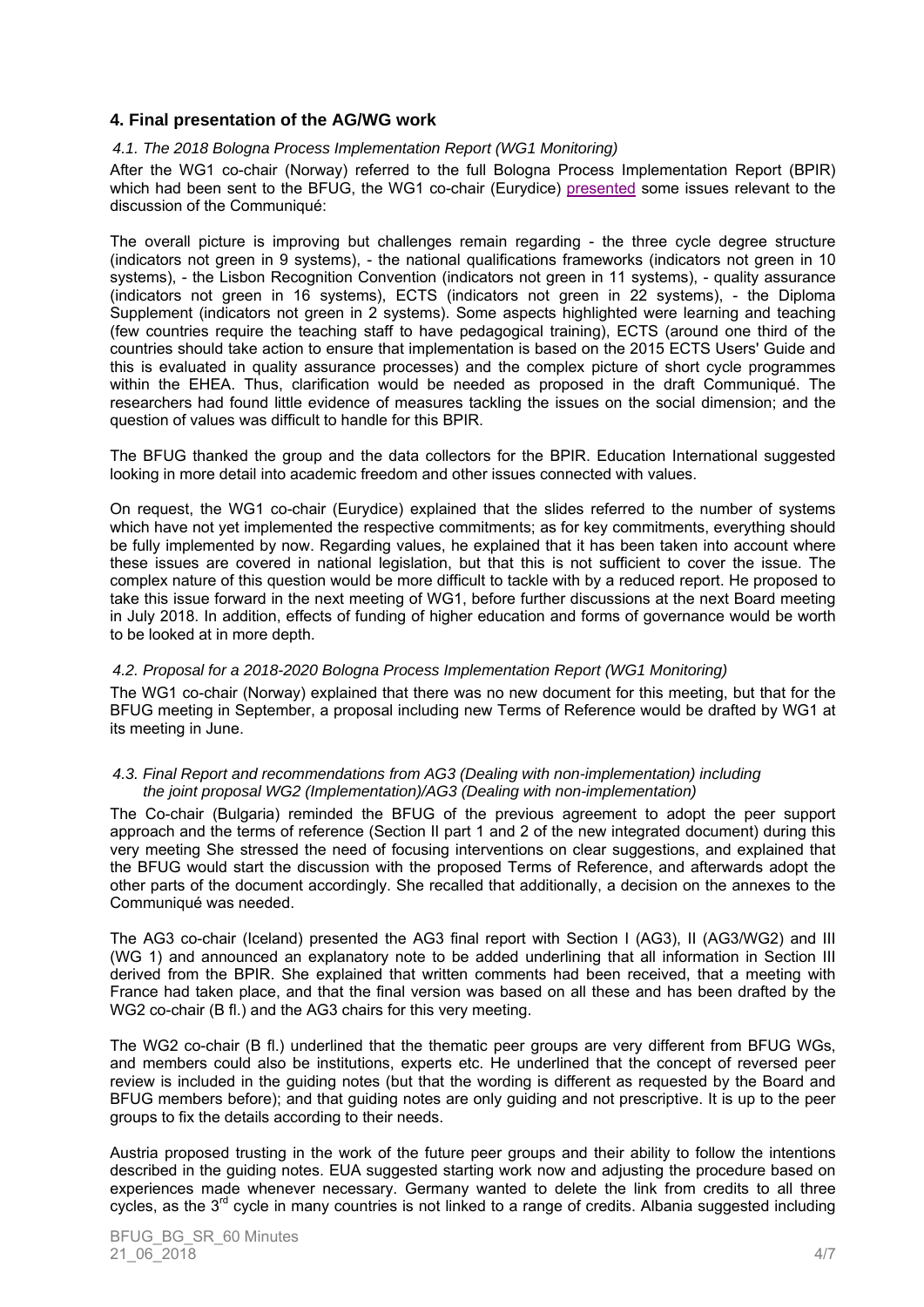## 4. Final presentation of the AG/WG work

### *4.1. The 2018 Bologna Process Implementation Report (WG1 Monitoring)*

After the WG1 co-chair (Norway) referred to the full Bologna Process Implementation Report (BPIR) which had been sent to the BFUG, the WG1 co-chair (Eurydice) presented some issues relevant to the discussion of the Communiqué:

The overall picture is improving but challenges remain regarding - the three cycle degree structure (indicators not green in 9 systems), - the national qualifications frameworks (indicators not green in 10 systems), - the Lisbon Recognition Convention (indicators not green in 11 systems), - quality assurance (indicators not green in 16 systems), ECTS (indicators not green in 22 systems), - the Diploma Supplement (indicators not green in 2 systems). Some aspects highlighted were learning and teaching (few countries require the teaching staff to have pedagogical training), ECTS (around one third of the countries should take action to ensure that implementation is based on the 2015 ECTS Users' Guide and this is evaluated in quality assurance processes) and the complex picture of short cycle programmes within the EHEA. Thus, clarification would be needed as proposed in the draft Communiqué. The researchers had found little evidence of measures tackling the issues on the social dimension; and the question of values was difficult to handle for this BPIR.

The BFUG thanked the group and the data collectors for the BPIR. Education International suggested looking in more detail into academic freedom and other issues connected with values.

On request, the WG1 co-chair (Eurydice) explained that the slides referred to the number of systems which have not yet implemented the respective commitments; as for key commitments, everything should be fully implemented by now. Regarding values, he explained that it has been taken into account where these issues are covered in national legislation, but that this is not sufficient to cover the issue. The complex nature of this question would be more difficult to tackle with by a reduced report. He proposed to take this issue forward in the next meeting of WG1, before further discussions at the next Board meeting in July 2018. In addition, effects of funding of higher education and forms of governance would be worth to be looked at in more depth.

### *4.2. Proposal for a 2018-2020 Bologna Process Implementation Report (WG1 Monitoring)*

The WG1 co-chair (Norway) explained that there was no new document for this meeting, but that for the BFUG meeting in September, a proposal including new Terms of Reference would be drafted by WG1 at its meeting in June.

### *4.3. Final Report and recommendations from AG3 (Dealing with non-implementation) including the joint proposal WG2 (Implementation)/AG3 (Dealing with non-implementation)*

The Co-chair (Bulgaria) reminded the BFUG of the previous agreement to adopt the peer support approach and the terms of reference (Section II part 1 and 2 of the new integrated document) during this very meeting She stressed the need of focusing interventions on clear suggestions, and explained that the BFUG would start the discussion with the proposed Terms of Reference, and afterwards adopt the other parts of the document accordingly. She recalled that additionally, a decision on the annexes to the Communiqué was needed.

The AG3 co-chair (Iceland) presented the AG3 final report with Section I (AG3), II (AG3/WG2) and III (WG 1) and announced an explanatory note to be added underlining that all information in Section III derived from the BPIR. She explained that written comments had been received, that a meeting with France had taken place, and that the final version was based on all these and has been drafted by the WG2 co-chair (B fl.) and the AG3 chairs for this very meeting.

The WG2 co-chair (B fl.) underlined that the thematic peer groups are very different from BFUG WGs, and members could also be institutions, experts etc. He underlined that the concept of reversed peer review is included in the guiding notes (but that the wording is different as requested by the Board and BFUG members before); and that guiding notes are only guiding and not prescriptive. It is up to the peer groups to fix the details according to their needs.

Austria proposed trusting in the work of the future peer groups and their ability to follow the intentions described in the guiding notes. EUA suggested starting work now and adjusting the procedure based on experiences made whenever necessary. Germany wanted to delete the link from credits to all three cycles, as the 3rd cycle in many countries is not linked to a range of credits. Albania suggested including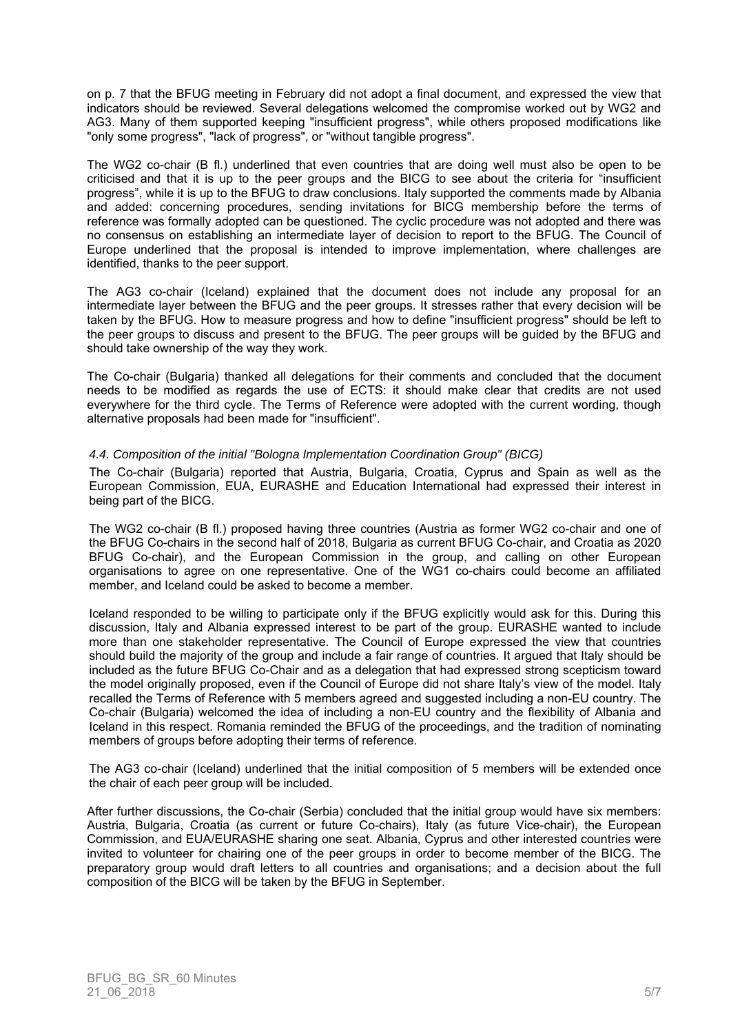on p. 7 that the BFUG meeting in February did not adopt a final document, and expressed the view that indicators should be reviewed. Several delegations welcomed the compromise worked out by WG2 and AG3. Many of them supported keeping "insufficient progress", while others proposed modifications like "only some progress", "lack of progress", or "without tangible progress".

The WG2 co-chair (B fl.) underlined that even countries that are doing well must also be open to be criticised and that it is up to the peer groups and the BICG to see about the criteria for "insufficient progress", while it is up to the BFUG to draw conclusions. Italy supported the comments made by Albania and added: concerning procedures, sending invitations for BICG membership before the terms of reference was formally adopted can be questioned. The cyclic procedure was not adopted and there was no consensus on establishing an intermediate layer of decision to report to the BFUG. The Council of Europe underlined that the proposal is intended to improve implementation, where challenges are identified, thanks to the peer support.

The AG3 co-chair (Iceland) explained that the document does not include any proposal for an intermediate layer between the BFUG and the peer groups. It stresses rather that every decision will be taken by the BFUG. How to measure progress and how to define "insufficient progress" should be left to the peer groups to discuss and present to the BFUG. The peer groups will be guided by the BFUG and should take ownership of the way they work.

The Co-chair (Bulgaria) thanked all delegations for their comments and concluded that the document needs to be modified as regards the use of ECTS: it should make clear that credits are not used everywhere for the third cycle. The Terms of Reference were adopted with the current wording, though alternative proposals had been made for "insufficient".

### *4.4. Composition of the initial "Bologna Implementation Coordination Group" (BICG)*

The Co-chair (Bulgaria) reported that Austria, Bulgaria, Croatia, Cyprus and Spain as well as the European Commission, EUA, EURASHE and Education International had expressed their interest in being part of the BICG.

The WG2 co-chair (B fl.) proposed having three countries (Austria as former WG2 co-chair and one of the BFUG Co-chairs in the second half of 2018, Bulgaria as current BFUG Co-chair, and Croatia as 2020 BFUG Co-chair), and the European Commission in the group, and calling on other European organisations to agree on one representative. One of the WG1 co-chairs could become an affiliated member, and Iceland could be asked to become a member.

Iceland responded to be willing to participate only if the BFUG explicitly would ask for this. During this discussion, Italy and Albania expressed interest to be part of the group. EURASHE wanted to include more than one stakeholder representative. The Council of Europe expressed the view that countries should build the majority of the group and include a fair range of countries. It argued that Italy should be included as the future BFUG Co-Chair and as a delegation that had expressed strong scepticism toward the model originally proposed, even if the Council of Europe did not share Italy's view of the model. Italy recalled the Terms of Reference with 5 members agreed and suggested including a non-EU country. The Co-chair (Bulgaria) welcomed the idea of including a non-EU country and the flexibility of Albania and Iceland in this respect. Romania reminded the BFUG of the proceedings, and the tradition of nominating members of groups before adopting their terms of reference.

The AG3 co-chair (Iceland) underlined that the initial composition of 5 members will be extended once the chair of each peer group will be included.

After further discussions, the Co-chair (Serbia) concluded that the initial group would have six members: Austria, Bulgaria, Croatia (as current or future Co-chairs), Italy (as future Vice-chair), the European Commission, and EUA/EURASHE sharing one seat. Albania, Cyprus and other interested countries were invited to volunteer for chairing one of the peer groups in order to become member of the BICG. The preparatory group would draft letters to all countries and organisations; and a decision about the full composition of the BICG will be taken by the BFUG in September.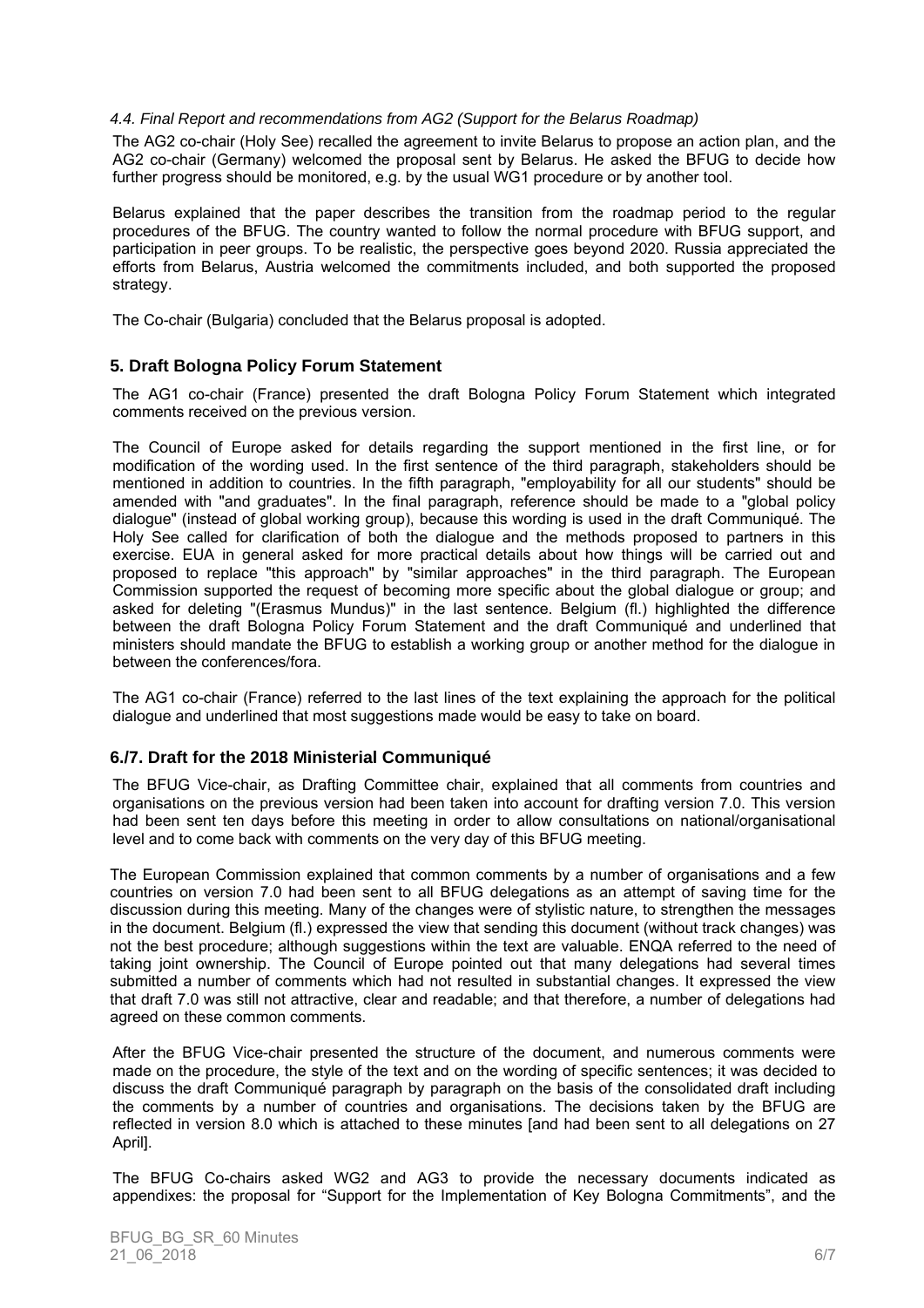*4.4. Final Report and recommendations from AG2 (Support for the Belarus Roadmap)*

The AG2 co-chair (Holy See) recalled the agreement to invite Belarus to propose an action plan, and the AG2 co-chair (Germany) welcomed the proposal sent by Belarus. He asked the BFUG to decide how further progress should be monitored, e.g. by the usual WG1 procedure or by another tool.

Belarus explained that the paper describes the transition from the roadmap period to the regular procedures of the BFUG. The country wanted to follow the normal procedure with BFUG support, and participation in peer groups. To be realistic, the perspective goes beyond 2020. Russia appreciated the efforts from Belarus, Austria welcomed the commitments included, and both supported the proposed strategy.

The Co-chair (Bulgaria) concluded that the Belarus proposal is adopted.

## 5. Draft Bologna Policy Forum Statement

The AG1 co-chair (France) presented the draft Bologna Policy Forum Statement which integrated comments received on the previous version.

The Council of Europe asked for details regarding the support mentioned in the first line, or for modification of the wording used. In the first sentence of the third paragraph, stakeholders should be mentioned in addition to countries. In the fifth paragraph, "employability for all our students" should be amended with "and graduates". In the final paragraph, reference should be made to a "global policy dialogue" (instead of global working group), because this wording is used in the draft Communiqué. The Holy See called for clarification of both the dialogue and the methods proposed to partners in this exercise. EUA in general asked for more practical details about how things will be carried out and proposed to replace "this approach" by "similar approaches" in the third paragraph. The European Commission supported the request of becoming more specific about the global dialogue or group; and asked for deleting "(Erasmus Mundus)" in the last sentence. Belgium (fl.) highlighted the difference between the draft Bologna Policy Forum Statement and the draft Communiqué and underlined that ministers should mandate the BFUG to establish a working group or another method for the dialogue in between the conferences/fora.

The AG1 co-chair (France) referred to the last lines of the text explaining the approach for the political dialogue and underlined that most suggestions made would be easy to take on board.

## 6./7. Draft for the 2018 Ministerial Communiqué

The BFUG Vice-chair, as Drafting Committee chair, explained that all comments from countries and organisations on the previous version had been taken into account for drafting version 7.0. This version had been sent ten days before this meeting in order to allow consultations on national/organisational level and to come back with comments on the very day of this BFUG meeting.

The European Commission explained that common comments by a number of organisations and a few countries on version 7.0 had been sent to all BFUG delegations as an attempt of saving time for the discussion during this meeting. Many of the changes were of stylistic nature, to strengthen the messages in the document. Belgium (fl.) expressed the view that sending this document (without track changes) was not the best procedure; although suggestions within the text are valuable. ENQA referred to the need of taking joint ownership. The Council of Europe pointed out that many delegations had several times submitted a number of comments which had not resulted in substantial changes. It expressed the view that draft 7.0 was still not attractive, clear and readable; and that therefore, a number of delegations had agreed on these common comments.

After the BFUG Vice-chair presented the structure of the document, and numerous comments were made on the procedure, the style of the text and on the wording of specific sentences; it was decided to discuss the draft Communiqué paragraph by paragraph on the basis of the consolidated draft including the comments by a number of countries and organisations. The decisions taken by the BFUG are reflected in version 8.0 which is attached to these minutes [and had been sent to all delegations on 27 April].

The BFUG Co-chairs asked WG2 and AG3 to provide the necessary documents indicated as appendixes: the proposal for "Support for the Implementation of Key Bologna Commitments", and the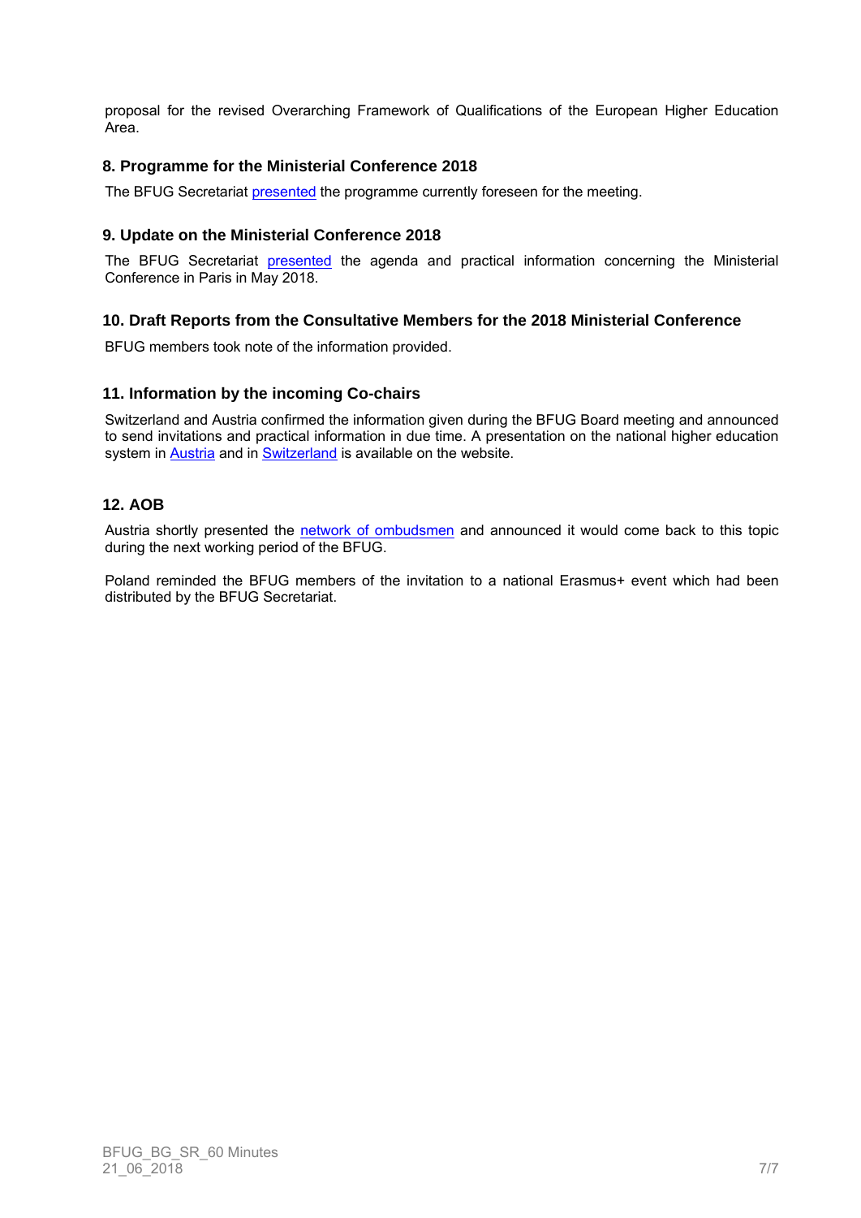proposal for the revised Overarching Framework of Qualifications of the European Higher Education Area.

### 8. Programme for the Ministerial Conference 2018

The BFUG Secretariat presented the programme currently foreseen for the meeting.

### 9. Update on the Ministerial Conference 2018

The BFUG Secretariat presented the agenda and practical information concerning the Ministerial Conference in Paris in May 2018.

### 10. Draft Reports from the Consultative Members for the 2018 Ministerial Conference

BFUG members took note of the information provided.

### 11. Information by the incoming Co-chairs

Switzerland and Austria confirmed the information given during the BFUG Board meeting and announced to send invitations and practical information in due time. A presentation on the national higher education system in Austria and in Switzerland is available on the website.

### 12. AOB

Austria shortly presented the network of ombudsmen and announced it would come back to this topic during the next working period of the BFUG.

Poland reminded the BFUG members of the invitation to a national Erasmus+ event which had been distributed by the BFUG Secretariat.